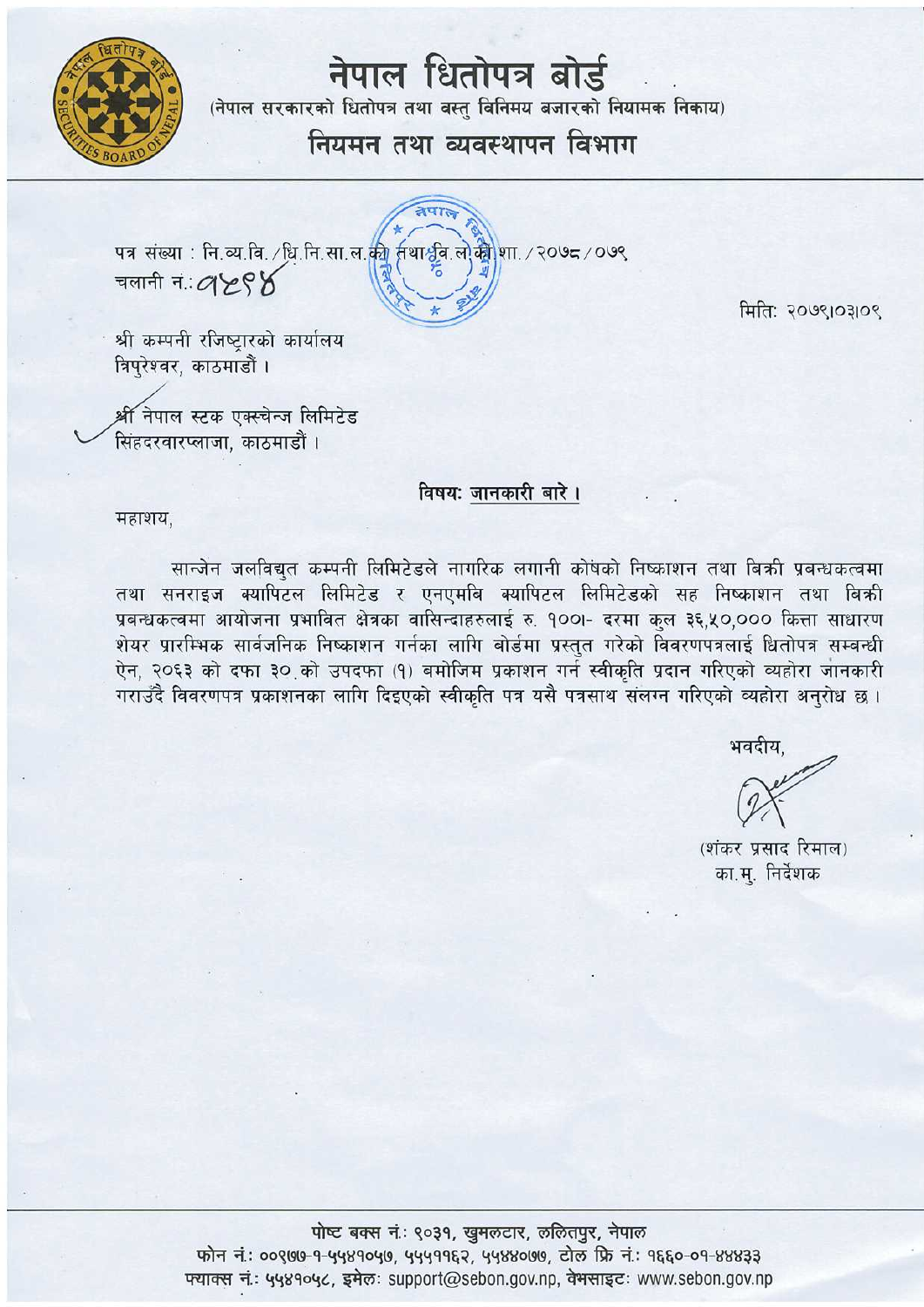# नेपाल धितोपत्र बोर्ड

(नेपाल सरकारको धितोपत्र तथा वस्तु विनिमय बजारको नियामक निकाय)

## नियमन तथा व्यवस्थापन विभाग

पत्र संख्या : नि.व्य.वि./धि.नि.सा.ल.को तथा वि.ले.को शा./२०७८/०७९

चलानी नं.: १५९४

मिति: २०७९।०३।०९

श्री कम्पनी रजिष्ट्रारको कार्यालय
त्रिपुरेश्वर, काठमाडौं ।

श्री नेपाल स्टक एक्स्चेन्ज लिमिटेड
सिंहदरवारप्लाजा, काठमाडौं ।

**विषय: जानकारी बारे ।**

महाशय,

सान्जेन जलविद्युत कम्पनी लिमिटेडले नागरिक लगानी कोषको निष्काशन तथा बिक्री प्रबन्धकत्वमा तथा सनराइज क्यापिटल लिमिटेड र एनएमबि क्यापिटल लिमिटेडको सह निष्काशन तथा बिक्री प्रबन्धकत्वमा आयोजना प्रभावित क्षेत्रका वासिन्दाहरुलाई रु. १००।- दरमा कुल ३६,५०,००० कित्ता साधारण शेयर प्रारम्भिक सार्वजनिक निष्काशन गर्नका लागि बोर्डमा प्रस्तुत गरेको विवरणपत्रलाई धितोपत्र सम्बन्धी ऐन, २०६३ को दफा ३० को उपदफा (१) बमोजिम प्रकाशन गर्न स्वीकृति प्रदान गरिएको व्यहोरा जानकारी गराउँदै विवरणपत्र प्रकाशनका लागि दिइएको स्वीकृति पत्र यसै पत्रसाथ संलग्न गरिएको व्यहोरा अनुरोध छ ।

भवदीय,

(शंकर प्रसाद रिमाल)
का.मु. निर्देशक

पोष्ट बक्स नं.: ९०३१, खुमलटार, ललितपुर, नेपाल
फोन नं.: ००९७७-१-५५४१०५७, ५५५११६२, ५५४४०७७, टोल फ्रि नं.: १६६०-०१-४४४३३
फ्याक्स नं.: ५५४१०५८, इमेल: support@sebon.gov.np, वेभसाइट: www.sebon.gov.np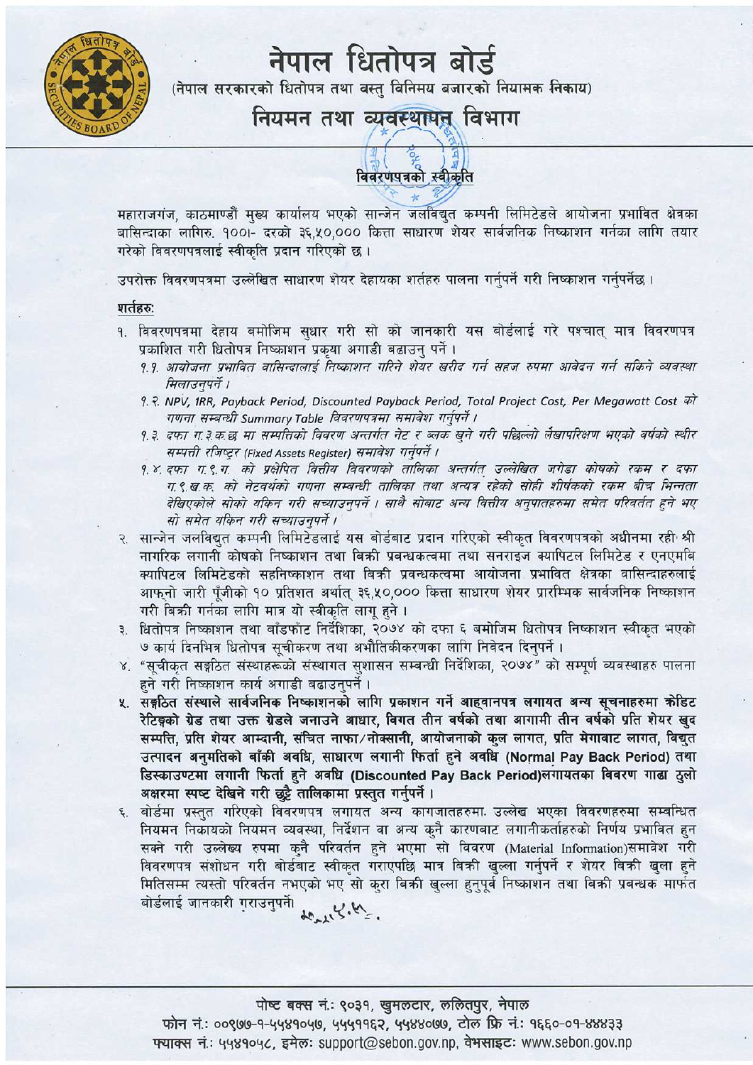# नेपाल धितोपत्र बोर्ड

(नेपाल सरकारको धितोपत्र तथा वस्तु विनिमय बजारको नियामक निकाय)

## नियमन तथा व्यवस्थापन विभाग

### विवरणपत्रको स्वीकृति

महाराजगंज, काठमाण्डौ मुख्य कार्यालय भएको सान्जेन जलविद्युत कम्पनी लिमिटेडले आयोजना प्रभावित क्षेत्रका बासिन्दाका लागिरु. १००।- दरको ३६,५०,००० कित्ता साधारण शेयर सार्वजनिक निष्काशन गर्नका लागि तयार गरेको विवरणपत्रलाई स्वीकृति प्रदान गरिएको छ ।

उपरोक्त विवरणपत्रमा उल्लेखित साधारण शेयर देहायका शर्तहरु पालना गर्नुपर्ने गरी निष्काशन गर्नुपर्नेछ ।

**शर्तहरुः**

१. विवरणपत्रमा देहाय बमोजिम सुधार गरी सो को जानकारी यस बोर्डलाई गरे पश्चात् मात्र विवरणपत्र प्रकाशित गरी धितोपत्र निष्काशन प्रकृया अगाडी बढाउनु पर्ने ।
   *१.१. आयोजना प्रभावित बासिन्दालाई निष्काशन गरिने शेयर खरीद गर्न सहज रुपमा आवेदन गर्न सकिने व्यवस्था मिलाउनुपर्ने ।*
   *१.२. NPV, IRR, Payback Period, Discounted Payback Period, Total Project Cost, Per Megawatt Cost को गणना सम्बन्धी Summary Table विवरणपत्रमा समावेश गर्नुपर्ने ।*
   *१.३. दफा ग.३.क.छ मा सम्पत्तिको विवरण अन्तर्गत नेट र ब्लक खुले गरी पछिल्लो लेखापरिक्षण भएको वर्षको स्थीर सम्पत्ती रजिष्ट्रर (Fixed Assets Register) समावेश गर्नुपर्ने ।*
   *१.४. दफा ग.९.ग. को प्रक्षेपित वित्तीय विवरणको तालिका अन्तर्गत उल्लेखित जगेडा कोषको रकम र दफा ग.९.ख.क. को नेटवर्थको गणना सम्बन्धी तालिका तथा अन्यत्र रहेको सोही शीर्षकको रकम बीच भिन्नता देखिएकोले सोको यकिन गरी सच्याउनुपर्ने । साथै सोबाट अन्य वित्तीय अनुपातहरुमा समेत परिवर्तन हुने भए सो समेत यकिन गरी सच्याउनुपर्ने ।*

२. सान्जेन जलविद्युत कम्पनी लिमिटेडलाई यस बोर्डबाट प्रदान गरिएको स्वीकृत विवरणपत्रको अधीनमा रही श्री नागरिक लगानी कोषको निष्काशन तथा बिक्री प्रबन्धकत्वमा तथा सनराइज क्यापिटल लिमिटेड र एनएमबि क्यापिटल लिमिटेडको सहनिष्काशन तथा बिक्री प्रबन्धकत्वमा आयोजना प्रभावित क्षेत्रका बासिन्दाहरुलाई आफ्नो जारी पूँजीको १० प्रतिशत अर्थात् ३६,५०,००० कित्ता साधारण शेयर प्रारम्भिक सार्वजनिक निष्काशन गरी बिक्री गर्नका लागि मात्र यो स्वीकृति लागू हुने ।

३. धितोपत्र निष्काशन तथा बाँडफाँट निर्देशिका, २०७४ को दफा ६ बमोजिम धितोपत्र निष्काशन स्वीकृत भएको ७ कार्य दिनभित्र धितोपत्र सूचीकरण तथा अभौतिकीकरणका लागि निवेदन दिनुपर्ने ।

४. "सूचीकृत सङ्गठित संस्थाहरूको संस्थागत सुशासन सम्बन्धी निर्देशिका, २०७४" को सम्पूर्ण व्यवस्थाहरु पालना हुने गरी निष्काशन कार्य अगाडी बढाउनुपर्ने ।

५. **सङ्गठित संस्थाले सार्वजनिक निष्काशनको लागि प्रकाशन गर्ने आह्वानपत्र लगायत अन्य सूचनाहरुमा क्रेडिट रेटिङ्गको ग्रेड तथा उक्त ग्रेडले जनाउने आधार, विगत तीन वर्षको तथा आगामी तीन वर्षको प्रति शेयर खुद सम्पत्ति, प्रति शेयर आम्दानी, संचित नाफा/नोक्सानी, आयोजनाको कुल लागत, प्रति मेगावाट लागत, विद्युत उत्पादन अनुमतिको बाँकी अवधि, साधारण लगानी फिर्ता हुने अवधि (Normal Pay Back Period) तथा डिस्काउण्टमा लगानी फिर्ता हुने अवधि (Discounted Pay Back Period)लगायतका विवरण गाढा ठुलो अक्षरमा स्पष्ट देखिने गरी छुट्टै तालिकामा प्रस्तुत गर्नुपर्ने ।**

६. बोर्डमा प्रस्तुत गरिएको विवरणपत्र लगायत अन्य कागजातहरुमा उल्लेख भएका विवरणहरुमा सम्बन्धित नियमन निकायको नियमन व्यवस्था, निर्देशन वा अन्य कुनै कारणबाट लगानीकर्ताहरुको निर्णय प्रभावित हुन सक्ने गरी उल्लेख्य रुपमा कुनै परिवर्तन हुने भएमा सो विवरण (Material Information)समावेश गरी विवरणपत्र संशोधन गरी बोर्डबाट स्वीकृत गराएपछि मात्र बिक्री खुल्ला गर्नुपर्ने र शेयर बिक्री खुला हुने मितिसम्म त्यस्तो परिवर्तन नभएको भए सो कुरा बिक्री खुल्ला हुनुपूर्व निष्काशन तथा बिक्री प्रबन्धक मार्फत बोर्डलाई जानकारी गराउनुपर्ने ।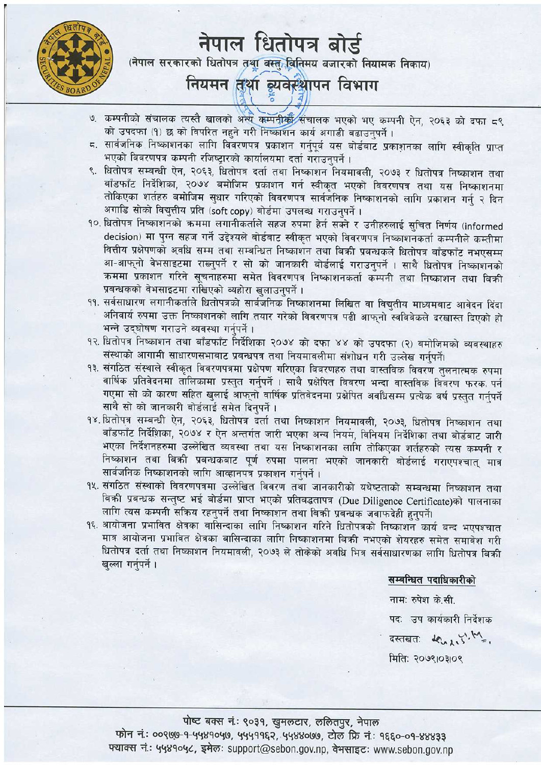# नेपाल धितोपत्र बोर्ड

(नेपाल सरकारको धितोपत्र तथा वस्तु विनिमय बजारको नियामक निकाय)

## नियमन तथा व्यवस्थापन विभाग

७. कम्पनीको संचालक त्यस्तै खालको अन्य कम्पनीको संचालक भएको भए कम्पनी ऐन, २०६३ को दफा ८९ को उपदफा (१) छ को विपरित नहुने गरी निष्काशन कार्य अगाडी बढाउनुपर्ने ।

८. सार्वजनिक निष्काशनका लागि विवरणपत्र प्रकाशन गर्नुपूर्व यस बोर्डबाट प्रकाशनका लागि स्वीकृति प्राप्त भएको विवरणपत्र कम्पनी रजिष्ट्रारको कार्यालयमा दर्ता गराउनुपर्ने ।

९. धितोपत्र सम्बन्धी ऐन, २०६३, धितोपत्र दर्ता तथा निष्काशन नियमावली, २०७३ र धितोपत्र निष्काशन तथा बाँडफाँट निर्देशिका, २०७४ बमोजिम प्रकाशन गर्न स्वीकृत भएको विवरणपत्र तथा यस निष्काशनमा तोकिएका शर्तहरु बमोजिम सुधार गरिएको विवरणपत्र सार्वजनिक निष्काशनको लागि प्रकाशन गर्नु २ दिन अगाडि सोको विद्युतीय प्रति (soft copy) बोर्डमा उपलब्ध गराउनुपर्ने ।

१०. धितोपत्र निष्काशनको क्रममा लगानीकर्ताले सहज रुपमा हेर्न सक्ने र उनीहरुलाई सुचित निर्णय (informed decision) मा पुग्न सहज गर्ने उद्देश्यले बोर्डबाट स्वीकृत भएको विवरणपत्र निष्काशनकर्ता कम्पनीले कम्तीमा वित्तीय प्रक्षेपणको अवधि सम्म तथा सम्बन्धित निष्काशन तथा बिक्री प्रबन्धकले धितोपत्र बाँडफाँट नभएसम्म आ-आफ्नो वेभसाइटमा राख्नुपर्ने र सो को जानकारी बोर्डलाई गराउनुपर्ने । साथै धितोपत्र निष्काशनको क्रममा प्रकाशन गरिने सूचनाहरुमा समेत विवरणपत्र निष्काशनकर्ता कम्पनी तथा निष्काशन तथा बिक्री प्रबन्धकको वेभसाइटमा राखिएको व्यहोरा खुलाउनुपर्ने ।

११. सर्वसाधारण लगानीकर्ताले धितोपत्रको सार्वजनिक निष्काशनमा लिखित वा विद्युतीय माध्यमबाट आवेदन दिंदा अनिवार्य रुपमा उक्त निष्काशनको लागि तयार गरेको विवरणपत्र पढी आफ्नो स्वविवेकले दरखास्त दिएको हो भन्ने उद्घोषण गराउने व्यवस्था गर्नुपर्ने ।

१२. धितोपत्र निष्काशन तथा बाँडफाँट निर्देशिका २०७४ को दफा ४४ को उपदफा (२) बमोजिमको व्यवस्थाहरु संस्थाको आगामी साधारणसभाबाट प्रबन्धपत्र तथा नियमावलीमा संशोधन गरी उल्लेख गर्नुपर्ने।

१३. संगठित संस्थाले स्वीकृत विवरणपत्रमा प्रक्षेपण गरिएका विवरणहरु तथा वास्तविक विवरण तुलनात्मक रुपमा वार्षिक प्रतिवेदनमा तालिकामा प्रस्तुत गर्नुपर्ने । साथै प्रक्षेपित विवरण भन्दा वास्तविक विवरण फरक पर्न गएमा सो को कारण सहित खुलाई आफ्नो वार्षिक प्रतिवेदनमा प्रक्षेपित अवधिसम्म प्रत्येक वर्ष प्रस्तुत गर्नुपर्ने साथै सो को जानकारी बोर्डलाई समेत दिनुपर्ने ।

१४. धितोपत्र सम्बन्धी ऐन, २०६३, धितोपत्र दर्ता तथा निष्काशन नियमावली, २०७३, धितोपत्र निष्काशन तथा बाँडफाँट निर्देशिका, २०७४ र ऐन अन्तर्गत जारी भएका अन्य नियम, विनियम निर्देशिका तथा बोर्डबाट जारी भएका निर्देशनहरुमा उल्लेखित व्यवस्था तथा यस निष्काशनका लागि तोकिएका शर्तहरुको त्यस कम्पनी र निष्काशन तथा बिक्री प्रबन्धकबाट पूर्ण रुपमा पालना भएको जानकारी बोर्डलाई गराएपश्चात् मात्र सार्वजनिक निष्काशनको लागि आव्हानपत्र प्रकाशन गर्नुपर्ने ।

१५. संगठित संस्थाको विवरणपत्रमा उल्लेखित विवरण तथा जानकारीको यथेष्टताको सम्बन्धमा निष्काशन तथा बिक्री प्रबन्धक सन्तुष्ट भई बोर्डमा प्राप्त भएको प्रतिबद्धतापत्र (Due Diligence Certificate)को पालनाका लागि त्यस कम्पनी सक्रिय रहनुपर्ने तथा निष्काशन तथा बिक्री प्रबन्धक जवाफदेही हुनुपर्ने।

१६. आयोजना प्रभावित क्षेत्रका बासिन्दाका लागि निष्काशन गरिने धितोपत्रको निष्काशन कार्य बन्द भएपश्चात मात्र आयोजना प्रभावित क्षेत्रका बासिन्दाका लागि निष्काशनमा बिक्री नभएको शेयरहरु समेत समावेश गरी धितोपत्र दर्ता तथा निष्काशन नियमावली, २०७३ ले तोकेको अवधि भित्र सर्वसाधारणका लागि धितोपत्र बिक्री खुल्ला गर्नुपर्ने ।

**सम्बन्धित पदाधिकारीको**

नामः रुपेश के.सी.

पदः उप कार्यकारी निर्देशक

दस्तखतः

मितिः २०७९।०३।०९

पोष्ट बक्स नं.: ९०३१, खुमलटार, ललितपुर, नेपाल
फोन नं.: ००९७७-१-५५४१०५७, ५५५११६२, ५५४४०७७, टोल फ्रि नं.: १६६०-०१-४४४३३
फ्याक्स नं.: ५५४१०५८, इमेलः support@sebon.gov.np, वेभसाइटः www.sebon.gov.np